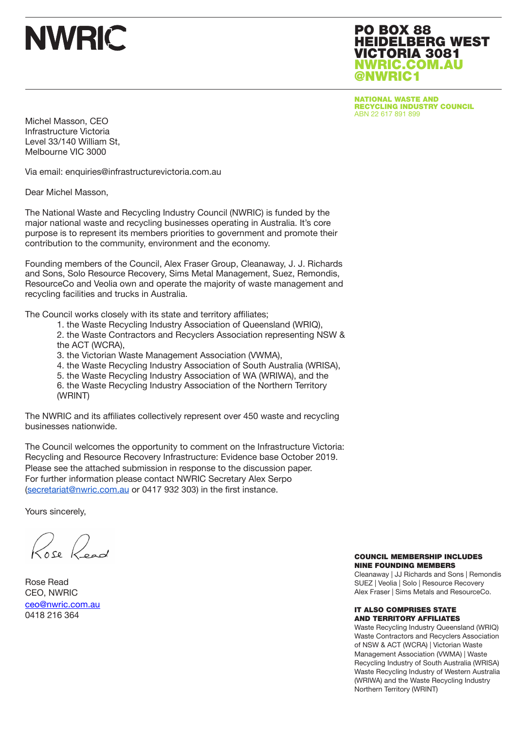# NWRIC

**PO BOX 88**
**HEIDELBERG WEST**
**VICTORIA 3081**
**NWRIC.COM.AU**
**@NWRIC1**

**NATIONAL WASTE AND RECYCLING INDUSTRY COUNCIL**
ABN 22 617 891 899

Michel Masson, CEO
Infrastructure Victoria
Level 33/140 William St,
Melbourne VIC 3000

Via email: enquiries@infrastructurevictoria.com.au

Dear Michel Masson,

The National Waste and Recycling Industry Council (NWRIC) is funded by the major national waste and recycling businesses operating in Australia. It's core purpose is to represent its members priorities to government and promote their contribution to the community, environment and the economy.

Founding members of the Council, Alex Fraser Group, Cleanaway, J. J. Richards and Sons, Solo Resource Recovery, Sims Metal Management, Suez, Remondis, ResourceCo and Veolia own and operate the majority of waste management and recycling facilities and trucks in Australia.

The Council works closely with its state and territory affiliates;

1. the Waste Recycling Industry Association of Queensland (WRIQ),
2. the Waste Contractors and Recyclers Association representing NSW & the ACT (WCRA),
3. the Victorian Waste Management Association (VWMA),
4. the Waste Recycling Industry Association of South Australia (WRISA),
5. the Waste Recycling Industry Association of WA (WRIWA), and the
6. the Waste Recycling Industry Association of the Northern Territory (WRINT)

The NWRIC and its affiliates collectively represent over 450 waste and recycling businesses nationwide.

The Council welcomes the opportunity to comment on the Infrastructure Victoria: Recycling and Resource Recovery Infrastructure: Evidence base October 2019. Please see the attached submission in response to the discussion paper. For further information please contact NWRIC Secretary Alex Serpo (secretariat@nwric.com.au or 0417 932 303) in the first instance.

Yours sincerely,

Rose Read

Rose Read
CEO, NWRIC
ceo@nwric.com.au
0418 216 364

**COUNCIL MEMBERSHIP INCLUDES NINE FOUNDING MEMBERS**
Cleanaway | JJ Richards and Sons | Remondis
SUEZ | Veolia | Solo | Resource Recovery
Alex Fraser | Sims Metals and ResourceCo.

**IT ALSO COMPRISES STATE AND TERRITORY AFFILIATES**
Waste Recycling Industry Queensland (WRIQ)
Waste Contractors and Recyclers Association of NSW & ACT (WCRA) | Victorian Waste Management Association (VWMA) | Waste Recycling Industry of South Australia (WRISA)
Waste Recycling Industry of Western Australia (WRIWA) and the Waste Recycling Industry Northern Territory (WRINT)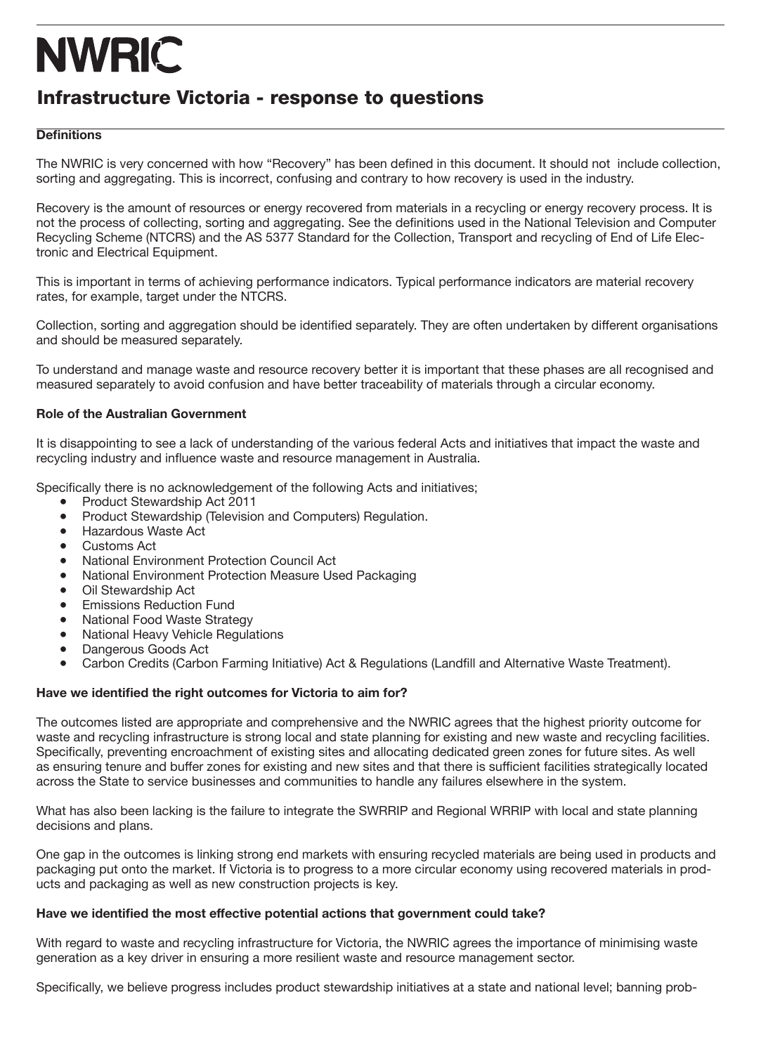# NWRIC

## Infrastructure Victoria - response to questions

**Definitions**

The NWRIC is very concerned with how "Recovery" has been defined in this document. It should not include collection, sorting and aggregating. This is incorrect, confusing and contrary to how recovery is used in the industry.

Recovery is the amount of resources or energy recovered from materials in a recycling or energy recovery process. It is not the process of collecting, sorting and aggregating. See the definitions used in the National Television and Computer Recycling Scheme (NTCRS) and the AS 5377 Standard for the Collection, Transport and recycling of End of Life Electronic and Electrical Equipment.

This is important in terms of achieving performance indicators. Typical performance indicators are material recovery rates, for example, target under the NTCRS.

Collection, sorting and aggregation should be identified separately. They are often undertaken by different organisations and should be measured separately.

To understand and manage waste and resource recovery better it is important that these phases are all recognised and measured separately to avoid confusion and have better traceability of materials through a circular economy.

**Role of the Australian Government**

It is disappointing to see a lack of understanding of the various federal Acts and initiatives that impact the waste and recycling industry and influence waste and resource management in Australia.

Specifically there is no acknowledgement of the following Acts and initiatives;

- Product Stewardship Act 2011
- Product Stewardship (Television and Computers) Regulation.
- Hazardous Waste Act
- Customs Act
- National Environment Protection Council Act
- National Environment Protection Measure Used Packaging
- Oil Stewardship Act
- Emissions Reduction Fund
- National Food Waste Strategy
- National Heavy Vehicle Regulations
- Dangerous Goods Act
- Carbon Credits (Carbon Farming Initiative) Act & Regulations (Landfill and Alternative Waste Treatment).

**Have we identified the right outcomes for Victoria to aim for?**

The outcomes listed are appropriate and comprehensive and the NWRIC agrees that the highest priority outcome for waste and recycling infrastructure is strong local and state planning for existing and new waste and recycling facilities. Specifically, preventing encroachment of existing sites and allocating dedicated green zones for future sites. As well as ensuring tenure and buffer zones for existing and new sites and that there is sufficient facilities strategically located across the State to service businesses and communities to handle any failures elsewhere in the system.

What has also been lacking is the failure to integrate the SWRRIP and Regional WRRIP with local and state planning decisions and plans.

One gap in the outcomes is linking strong end markets with ensuring recycled materials are being used in products and packaging put onto the market. If Victoria is to progress to a more circular economy using recovered materials in products and packaging as well as new construction projects is key.

**Have we identified the most effective potential actions that government could take?**

With regard to waste and recycling infrastructure for Victoria, the NWRIC agrees the importance of minimising waste generation as a key driver in ensuring a more resilient waste and resource management sector.

Specifically, we believe progress includes product stewardship initiatives at a state and national level; banning prob-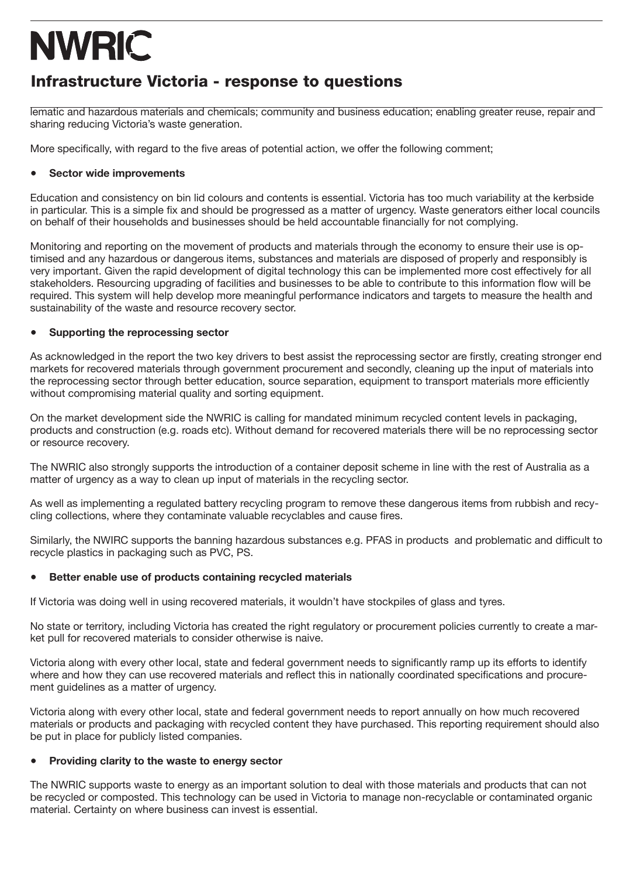lematic and hazardous materials and chemicals; community and business education; enabling greater reuse, repair and sharing reducing Victoria's waste generation.

More specifically, with regard to the five areas of potential action, we offer the following comment;

- **Sector wide improvements**

Education and consistency on bin lid colours and contents is essential. Victoria has too much variability at the kerbside in particular. This is a simple fix and should be progressed as a matter of urgency. Waste generators either local councils on behalf of their households and businesses should be held accountable financially for not complying.

Monitoring and reporting on the movement of products and materials through the economy to ensure their use is optimised and any hazardous or dangerous items, substances and materials are disposed of properly and responsibly is very important. Given the rapid development of digital technology this can be implemented more cost effectively for all stakeholders. Resourcing upgrading of facilities and businesses to be able to contribute to this information flow will be required. This system will help develop more meaningful performance indicators and targets to measure the health and sustainability of the waste and resource recovery sector.

- **Supporting the reprocessing sector**

As acknowledged in the report the two key drivers to best assist the reprocessing sector are firstly, creating stronger end markets for recovered materials through government procurement and secondly, cleaning up the input of materials into the reprocessing sector through better education, source separation, equipment to transport materials more efficiently without compromising material quality and sorting equipment.

On the market development side the NWRIC is calling for mandated minimum recycled content levels in packaging, products and construction (e.g. roads etc). Without demand for recovered materials there will be no reprocessing sector or resource recovery.

The NWRIC also strongly supports the introduction of a container deposit scheme in line with the rest of Australia as a matter of urgency as a way to clean up input of materials in the recycling sector.

As well as implementing a regulated battery recycling program to remove these dangerous items from rubbish and recycling collections, where they contaminate valuable recyclables and cause fires.

Similarly, the NWIRC supports the banning hazardous substances e.g. PFAS in products and problematic and difficult to recycle plastics in packaging such as PVC, PS.

- **Better enable use of products containing recycled materials**

If Victoria was doing well in using recovered materials, it wouldn't have stockpiles of glass and tyres.

No state or territory, including Victoria has created the right regulatory or procurement policies currently to create a market pull for recovered materials to consider otherwise is naive.

Victoria along with every other local, state and federal government needs to significantly ramp up its efforts to identify where and how they can use recovered materials and reflect this in nationally coordinated specifications and procurement guidelines as a matter of urgency.

Victoria along with every other local, state and federal government needs to report annually on how much recovered materials or products and packaging with recycled content they have purchased. This reporting requirement should also be put in place for publicly listed companies.

- **Providing clarity to the waste to energy sector**

The NWRIC supports waste to energy as an important solution to deal with those materials and products that can not be recycled or composted. This technology can be used in Victoria to manage non-recyclable or contaminated organic material. Certainty on where business can invest is essential.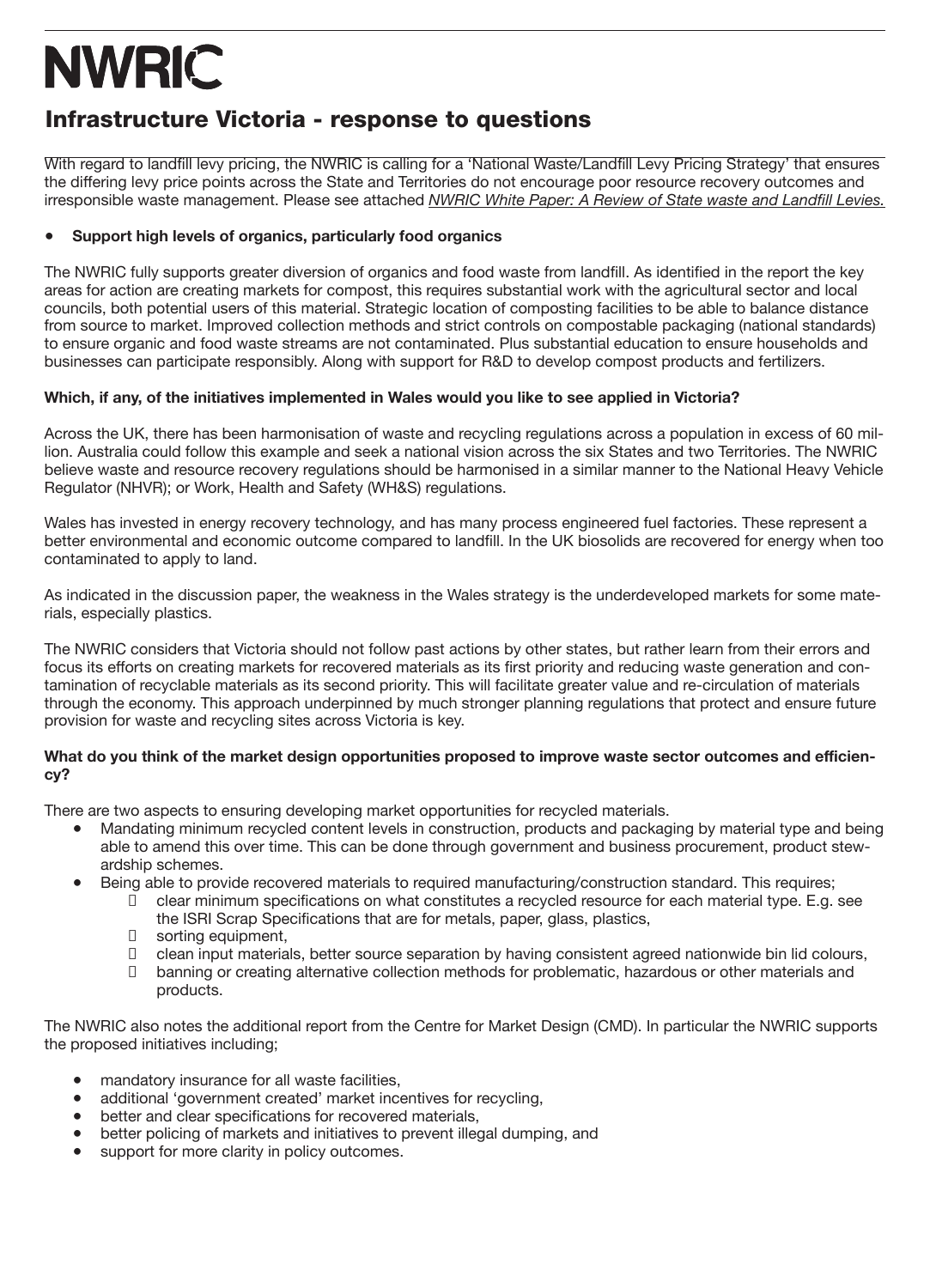# NWRIC

## Infrastructure Victoria - response to questions

With regard to landfill levy pricing, the NWRIC is calling for a 'National Waste/Landfill Levy Pricing Strategy' that ensures the differing levy price points across the State and Territories do not encourage poor resource recovery outcomes and irresponsible waste management. Please see attached *NWRIC White Paper: A Review of State waste and Landfill Levies.*

- **Support high levels of organics, particularly food organics**

The NWRIC fully supports greater diversion of organics and food waste from landfill. As identified in the report the key areas for action are creating markets for compost, this requires substantial work with the agricultural sector and local councils, both potential users of this material. Strategic location of composting facilities to be able to balance distance from source to market. Improved collection methods and strict controls on compostable packaging (national standards) to ensure organic and food waste streams are not contaminated. Plus substantial education to ensure households and businesses can participate responsibly. Along with support for R&D to develop compost products and fertilizers.

**Which, if any, of the initiatives implemented in Wales would you like to see applied in Victoria?**

Across the UK, there has been harmonisation of waste and recycling regulations across a population in excess of 60 million. Australia could follow this example and seek a national vision across the six States and two Territories. The NWRIC believe waste and resource recovery regulations should be harmonised in a similar manner to the National Heavy Vehicle Regulator (NHVR); or Work, Health and Safety (WH&S) regulations.

Wales has invested in energy recovery technology, and has many process engineered fuel factories. These represent a better environmental and economic outcome compared to landfill. In the UK biosolids are recovered for energy when too contaminated to apply to land.

As indicated in the discussion paper, the weakness in the Wales strategy is the underdeveloped markets for some materials, especially plastics.

The NWRIC considers that Victoria should not follow past actions by other states, but rather learn from their errors and focus its efforts on creating markets for recovered materials as its first priority and reducing waste generation and contamination of recyclable materials as its second priority. This will facilitate greater value and re-circulation of materials through the economy. This approach underpinned by much stronger planning regulations that protect and ensure future provision for waste and recycling sites across Victoria is key.

**What do you think of the market design opportunities proposed to improve waste sector outcomes and efficiency?**

There are two aspects to ensuring developing market opportunities for recycled materials.

- Mandating minimum recycled content levels in construction, products and packaging by material type and being able to amend this over time. This can be done through government and business procurement, product stewardship schemes.
- Being able to provide recovered materials to required manufacturing/construction standard. This requires;
  - clear minimum specifications on what constitutes a recycled resource for each material type. E.g. see the ISRI Scrap Specifications that are for metals, paper, glass, plastics,
  - sorting equipment,
  - clean input materials, better source separation by having consistent agreed nationwide bin lid colours,
  - banning or creating alternative collection methods for problematic, hazardous or other materials and products.

The NWRIC also notes the additional report from the Centre for Market Design (CMD). In particular the NWRIC supports the proposed initiatives including;

- mandatory insurance for all waste facilities,
- additional 'government created' market incentives for recycling,
- better and clear specifications for recovered materials,
- better policing of markets and initiatives to prevent illegal dumping, and
- support for more clarity in policy outcomes.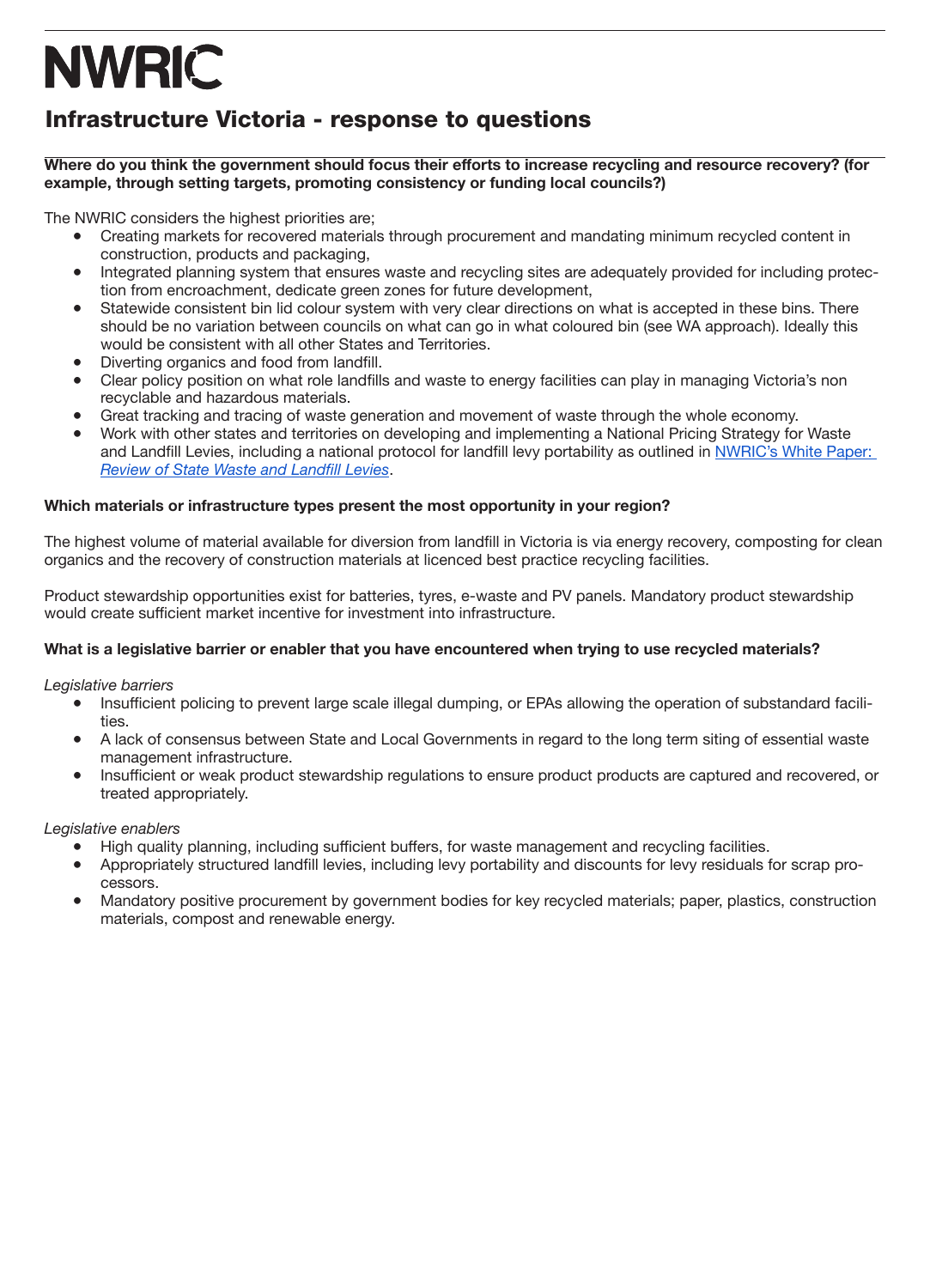# NWRIC

## Infrastructure Victoria - response to questions

**Where do you think the government should focus their efforts to increase recycling and resource recovery? (for example, through setting targets, promoting consistency or funding local councils?)**

The NWRIC considers the highest priorities are;

- Creating markets for recovered materials through procurement and mandating minimum recycled content in construction, products and packaging,
- Integrated planning system that ensures waste and recycling sites are adequately provided for including protection from encroachment, dedicate green zones for future development,
- Statewide consistent bin lid colour system with very clear directions on what is accepted in these bins. There should be no variation between councils on what can go in what coloured bin (see WA approach). Ideally this would be consistent with all other States and Territories.
- Diverting organics and food from landfill.
- Clear policy position on what role landfills and waste to energy facilities can play in managing Victoria's non recyclable and hazardous materials.
- Great tracking and tracing of waste generation and movement of waste through the whole economy.
- Work with other states and territories on developing and implementing a National Pricing Strategy for Waste and Landfill Levies, including a national protocol for landfill levy portability as outlined in NWRIC's White Paper: *Review of State Waste and Landfill Levies*.

**Which materials or infrastructure types present the most opportunity in your region?**

The highest volume of material available for diversion from landfill in Victoria is via energy recovery, composting for clean organics and the recovery of construction materials at licenced best practice recycling facilities.

Product stewardship opportunities exist for batteries, tyres, e-waste and PV panels. Mandatory product stewardship would create sufficient market incentive for investment into infrastructure.

**What is a legislative barrier or enabler that you have encountered when trying to use recycled materials?**

*Legislative barriers*

- Insufficient policing to prevent large scale illegal dumping, or EPAs allowing the operation of substandard facilities.
- A lack of consensus between State and Local Governments in regard to the long term siting of essential waste management infrastructure.
- Insufficient or weak product stewardship regulations to ensure product products are captured and recovered, or treated appropriately.

*Legislative enablers*

- High quality planning, including sufficient buffers, for waste management and recycling facilities.
- Appropriately structured landfill levies, including levy portability and discounts for levy residuals for scrap processors.
- Mandatory positive procurement by government bodies for key recycled materials; paper, plastics, construction materials, compost and renewable energy.